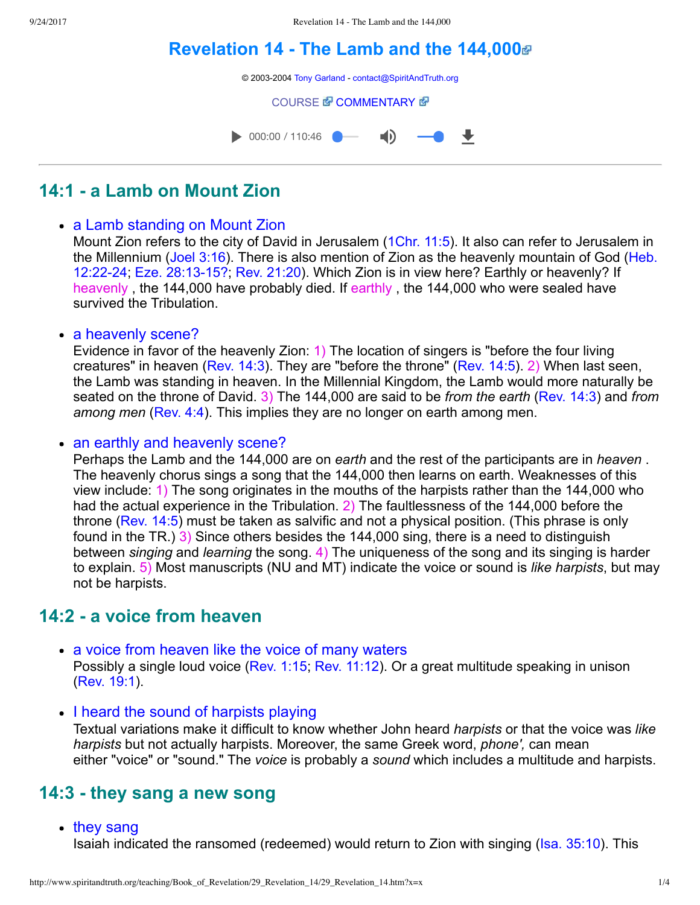# Revelation 14 - The Lamb and the 144,000

© 2003-2004 Tony Garland - contact@SpiritAndTruth.org

COURSE COMMENTARY

## 14:1 - a Lamb on Mount Zion

- a Lamb standing on Mount Zion
  Mount Zion refers to the city of David in Jerusalem (1Chr. 11:5). It also can refer to Jerusalem in the Millennium (Joel 3:16). There is also mention of Zion as the heavenly mountain of God (Heb. 12:22-24; Eze. 28:13-15?; Rev. 21:20). Which Zion is in view here? Earthly or heavenly? If heavenly , the 144,000 have probably died. If earthly , the 144,000 who were sealed have survived the Tribulation.

- a heavenly scene?
  Evidence in favor of the heavenly Zion: 1) The location of singers is "before the four living creatures" in heaven (Rev. 14:3). They are "before the throne" (Rev. 14:5). 2) When last seen, the Lamb was standing in heaven. In the Millennial Kingdom, the Lamb would more naturally be seated on the throne of David. 3) The 144,000 are said to be *from the earth* (Rev. 14:3) and *from among men* (Rev. 4:4). This implies they are no longer on earth among men.

- an earthly and heavenly scene?
  Perhaps the Lamb and the 144,000 are on *earth* and the rest of the participants are in *heaven* . The heavenly chorus sings a song that the 144,000 then learns on earth. Weaknesses of this view include: 1) The song originates in the mouths of the harpists rather than the 144,000 who had the actual experience in the Tribulation. 2) The faultlessness of the 144,000 before the throne (Rev. 14:5) must be taken as salvific and not a physical position. (This phrase is only found in the TR.) 3) Since others besides the 144,000 sing, there is a need to distinguish between *singing* and *learning* the song. 4) The uniqueness of the song and its singing is harder to explain. 5) Most manuscripts (NU and MT) indicate the voice or sound is *like harpists*, but may not be harpists.

## 14:2 - a voice from heaven

- a voice from heaven like the voice of many waters
  Possibly a single loud voice (Rev. 1:15; Rev. 11:12). Or a great multitude speaking in unison (Rev. 19:1).

- I heard the sound of harpists playing
  Textual variations make it difficult to know whether John heard *harpists* or that the voice was *like harpists* but not actually harpists. Moreover, the same Greek word, *phone',* can mean either "voice" or "sound." The *voice* is probably a *sound* which includes a multitude and harpists.

## 14:3 - they sang a new song

- they sang
  Isaiah indicated the ransomed (redeemed) would return to Zion with singing (Isa. 35:10). This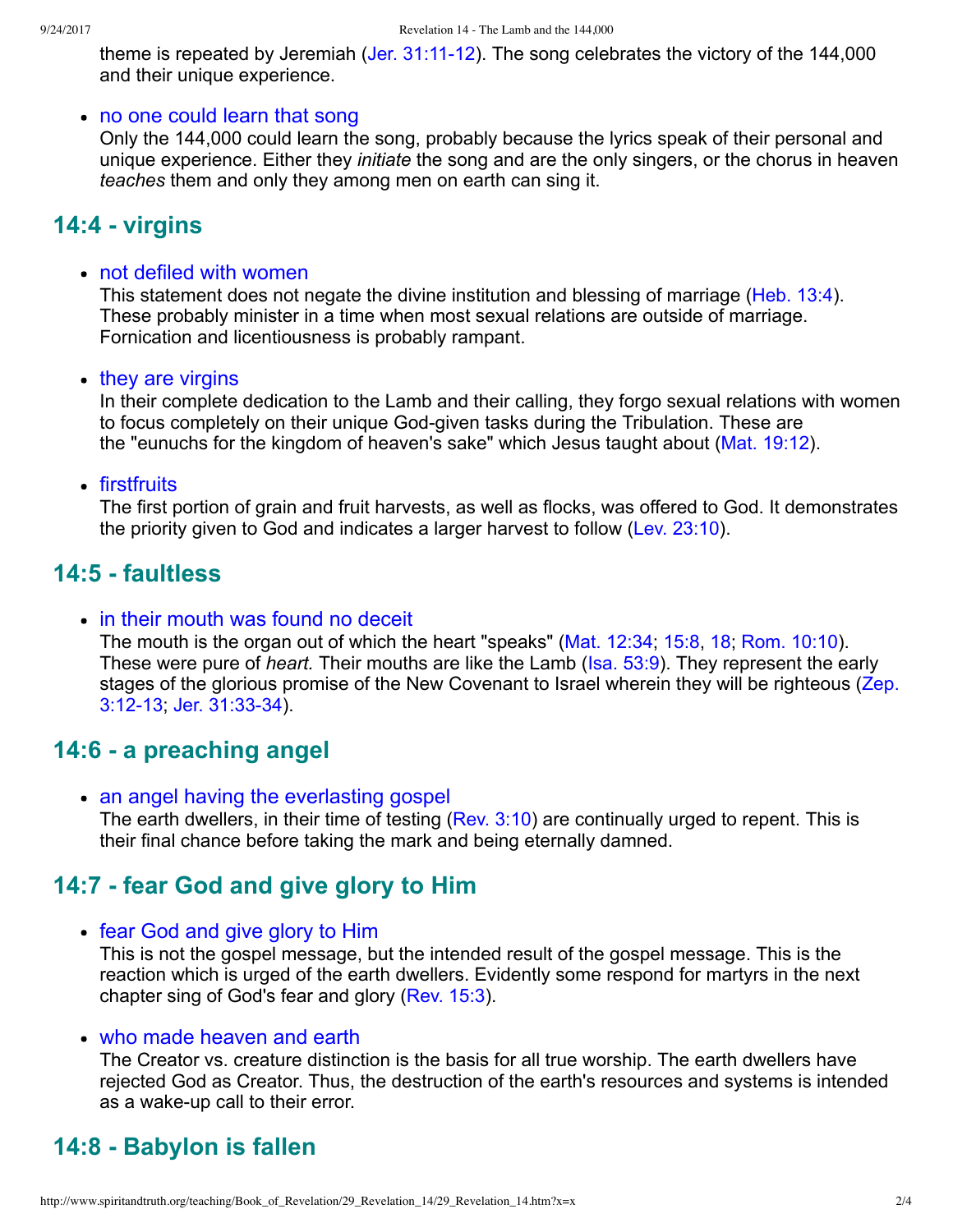theme is repeated by Jeremiah (Jer. 31:11-12). The song celebrates the victory of the 144,000 and their unique experience.

- no one could learn that song
  Only the 144,000 could learn the song, probably because the lyrics speak of their personal and unique experience. Either they *initiate* the song and are the only singers, or the chorus in heaven *teaches* them and only they among men on earth can sing it.

## 14:4 - virgins

- not defiled with women
  This statement does not negate the divine institution and blessing of marriage (Heb. 13:4). These probably minister in a time when most sexual relations are outside of marriage. Fornication and licentiousness is probably rampant.

- they are virgins
  In their complete dedication to the Lamb and their calling, they forgo sexual relations with women to focus completely on their unique God-given tasks during the Tribulation. These are the "eunuchs for the kingdom of heaven's sake" which Jesus taught about (Mat. 19:12).

- firstfruits
  The first portion of grain and fruit harvests, as well as flocks, was offered to God. It demonstrates the priority given to God and indicates a larger harvest to follow (Lev. 23:10).

## 14:5 - faultless

- in their mouth was found no deceit
  The mouth is the organ out of which the heart "speaks" (Mat. 12:34; 15:8, 18; Rom. 10:10). These were pure of *heart.* Their mouths are like the Lamb (Isa. 53:9). They represent the early stages of the glorious promise of the New Covenant to Israel wherein they will be righteous (Zep. 3:12-13; Jer. 31:33-34).

## 14:6 - a preaching angel

- an angel having the everlasting gospel
  The earth dwellers, in their time of testing (Rev. 3:10) are continually urged to repent. This is their final chance before taking the mark and being eternally damned.

## 14:7 - fear God and give glory to Him

- fear God and give glory to Him
  This is not the gospel message, but the intended result of the gospel message. This is the reaction which is urged of the earth dwellers. Evidently some respond for martyrs in the next chapter sing of God's fear and glory (Rev. 15:3).

- who made heaven and earth
  The Creator vs. creature distinction is the basis for all true worship. The earth dwellers have rejected God as Creator. Thus, the destruction of the earth's resources and systems is intended as a wake-up call to their error.

## 14:8 - Babylon is fallen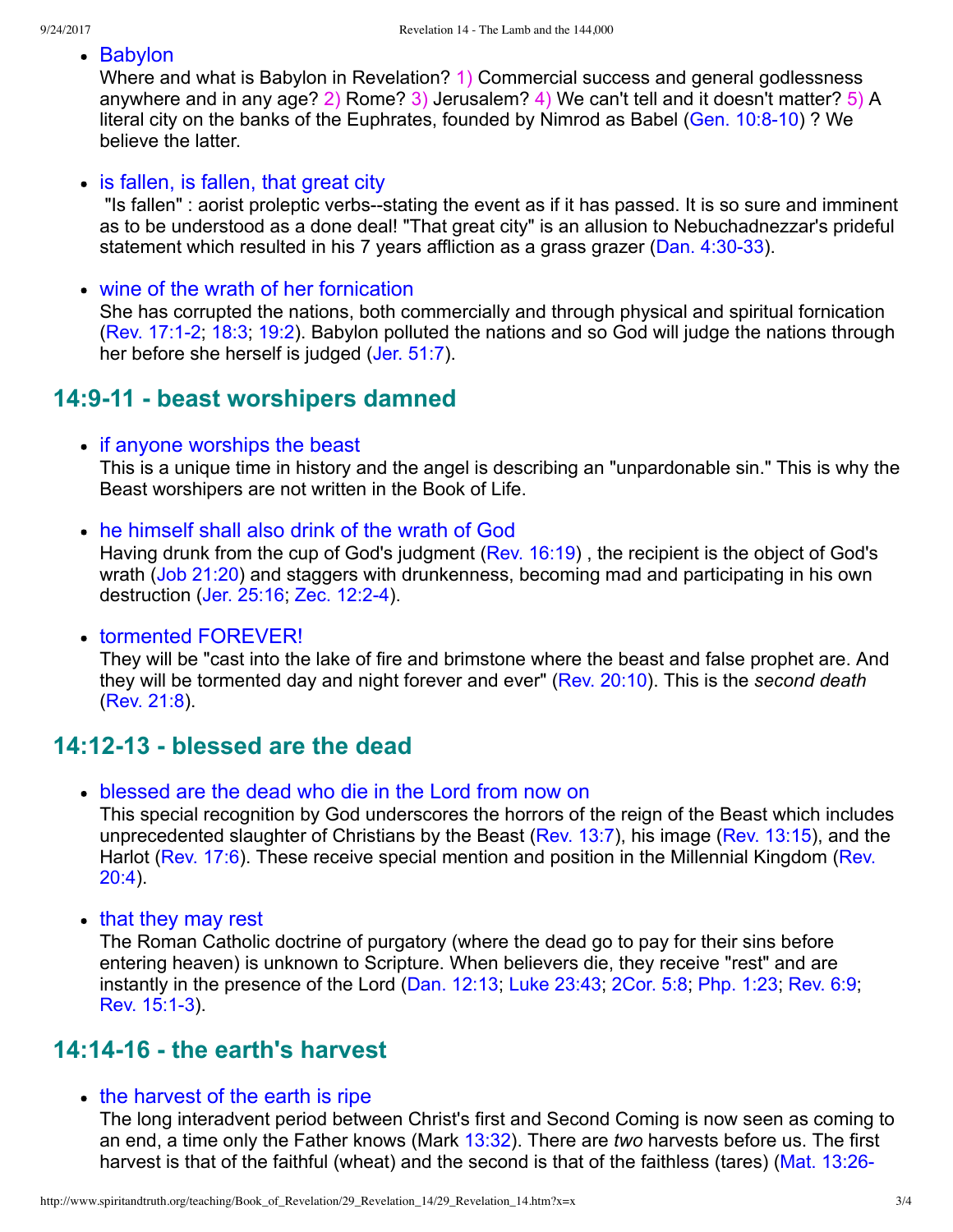- Babylon
  Where and what is Babylon in Revelation? 1) Commercial success and general godlessness anywhere and in any age? 2) Rome? 3) Jerusalem? 4) We can't tell and it doesn't matter? 5) A literal city on the banks of the Euphrates, founded by Nimrod as Babel (Gen. 10:8-10) ? We believe the latter.

- is fallen, is fallen, that great city
  "Is fallen" : aorist proleptic verbs--stating the event as if it has passed. It is so sure and imminent as to be understood as a done deal! "That great city" is an allusion to Nebuchadnezzar's prideful statement which resulted in his 7 years affliction as a grass grazer (Dan. 4:30-33).

- wine of the wrath of her fornication
  She has corrupted the nations, both commercially and through physical and spiritual fornication (Rev. 17:1-2; 18:3; 19:2). Babylon polluted the nations and so God will judge the nations through her before she herself is judged (Jer. 51:7).

## 14:9-11 - beast worshipers damned

- if anyone worships the beast
  This is a unique time in history and the angel is describing an "unpardonable sin." This is why the Beast worshipers are not written in the Book of Life.

- he himself shall also drink of the wrath of God
  Having drunk from the cup of God's judgment (Rev. 16:19) , the recipient is the object of God's wrath (Job 21:20) and staggers with drunkenness, becoming mad and participating in his own destruction (Jer. 25:16; Zec. 12:2-4).

- tormented FOREVER!
  They will be "cast into the lake of fire and brimstone where the beast and false prophet are. And they will be tormented day and night forever and ever" (Rev. 20:10). This is the *second death* (Rev. 21:8).

## 14:12-13 - blessed are the dead

- blessed are the dead who die in the Lord from now on
  This special recognition by God underscores the horrors of the reign of the Beast which includes unprecedented slaughter of Christians by the Beast (Rev. 13:7), his image (Rev. 13:15), and the Harlot (Rev. 17:6). These receive special mention and position in the Millennial Kingdom (Rev. 20:4).

- that they may rest
  The Roman Catholic doctrine of purgatory (where the dead go to pay for their sins before entering heaven) is unknown to Scripture. When believers die, they receive "rest" and are instantly in the presence of the Lord (Dan. 12:13; Luke 23:43; 2Cor. 5:8; Php. 1:23; Rev. 6:9; Rev. 15:1-3).

## 14:14-16 - the earth's harvest

- the harvest of the earth is ripe
  The long interadvent period between Christ's first and Second Coming is now seen as coming to an end, a time only the Father knows (Mark 13:32). There are *two* harvests before us. The first harvest is that of the faithful (wheat) and the second is that of the faithless (tares) (Mat. 13:26-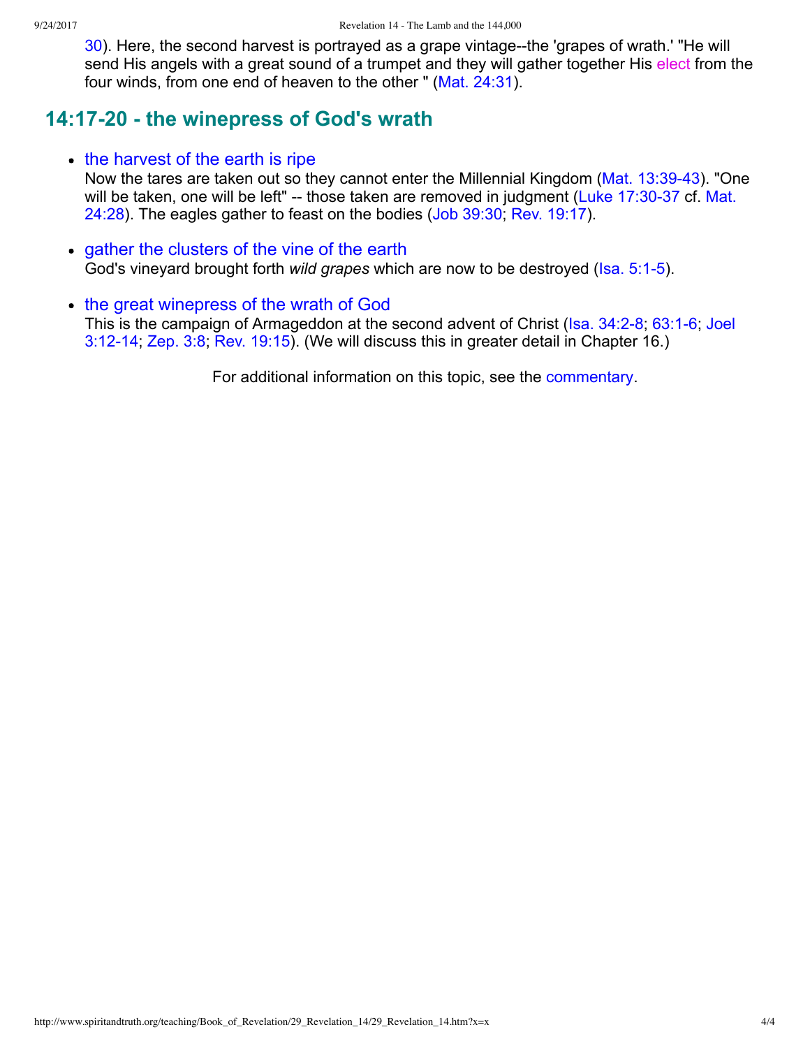30). Here, the second harvest is portrayed as a grape vintage--the 'grapes of wrath.' "He will send His angels with a great sound of a trumpet and they will gather together His elect from the four winds, from one end of heaven to the other " (Mat. 24:31).

## 14:17-20 - the winepress of God's wrath

- the harvest of the earth is ripe
  Now the tares are taken out so they cannot enter the Millennial Kingdom (Mat. 13:39-43). "One will be taken, one will be left" -- those taken are removed in judgment (Luke 17:30-37 cf. Mat. 24:28). The eagles gather to feast on the bodies (Job 39:30; Rev. 19:17).
- gather the clusters of the vine of the earth
  God's vineyard brought forth *wild grapes* which are now to be destroyed (Isa. 5:1-5).
- the great winepress of the wrath of God
  This is the campaign of Armageddon at the second advent of Christ (Isa. 34:2-8; 63:1-6; Joel 3:12-14; Zep. 3:8; Rev. 19:15). (We will discuss this in greater detail in Chapter 16.)

For additional information on this topic, see the commentary.